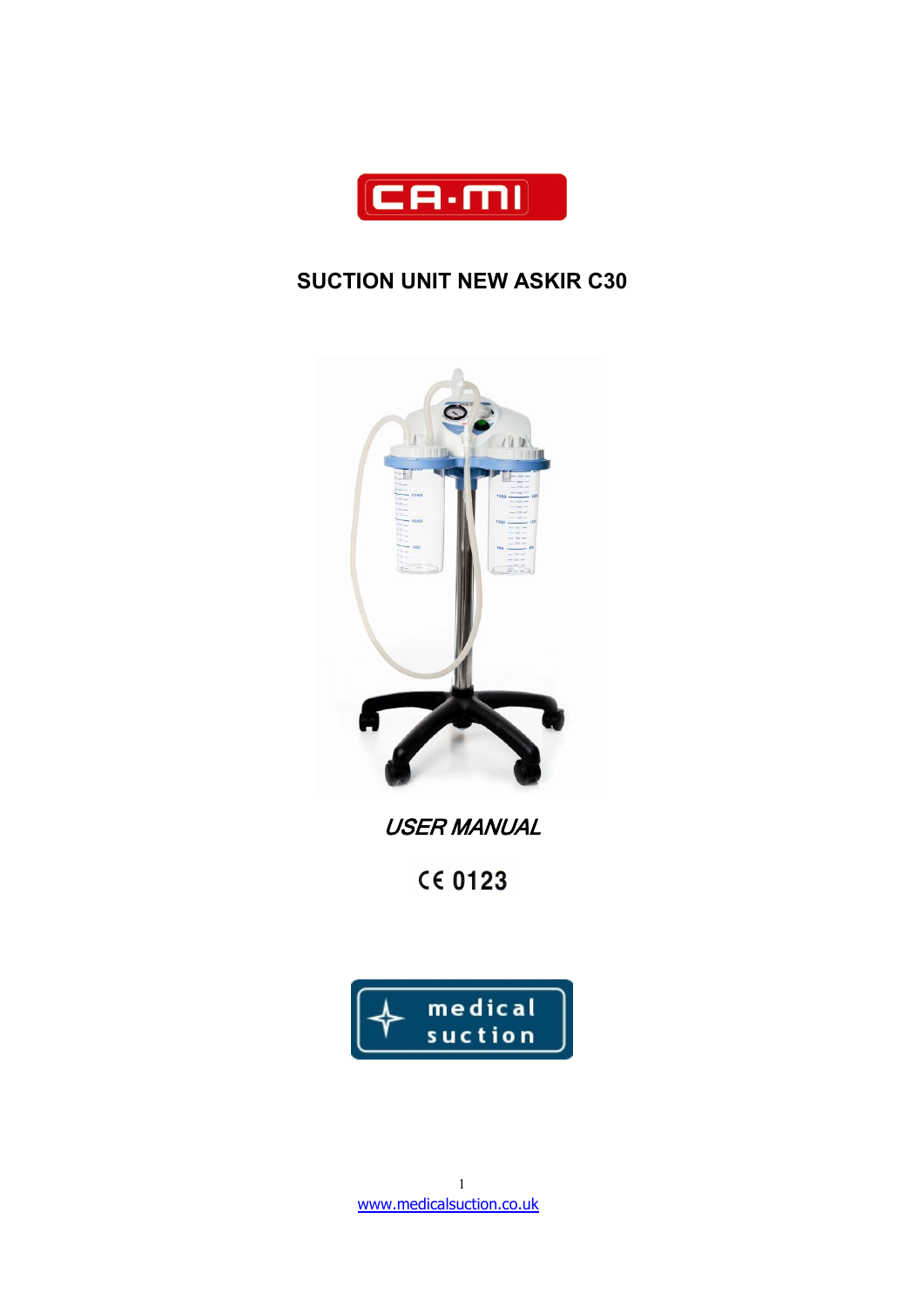CA-MI

# SUCTION UNIT NEW ASKIR C30

*USER MANUAL*

CE 0123

medical suction

www.medicalsuction.co.uk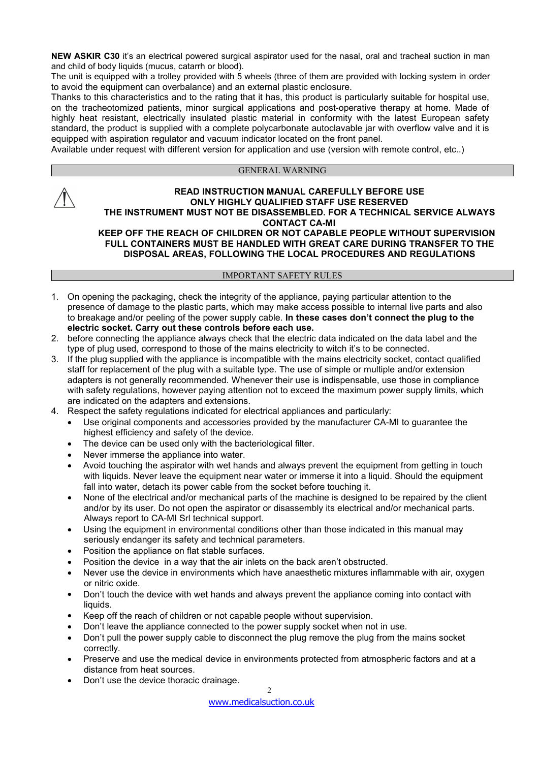**NEW ASKIR C30** it's an electrical powered surgical aspirator used for the nasal, oral and tracheal suction in man and child of body liquids (mucus, catarrh or blood).
The unit is equipped with a trolley provided with 5 wheels (three of them are provided with locking system in order to avoid the equipment can overbalance) and an external plastic enclosure.
Thanks to this characteristics and to the rating that it has, this product is particularly suitable for hospital use, on the tracheotomized patients, minor surgical applications and post-operative therapy at home. Made of highly heat resistant, electrically insulated plastic material in conformity with the latest European safety standard, the product is supplied with a complete polycarbonate autoclavable jar with overflow valve and it is equipped with aspiration regulator and vacuum indicator located on the front panel.
Available under request with different version for application and use (version with remote control, etc..)

## GENERAL WARNING

**READ INSTRUCTION MANUAL CAREFULLY BEFORE USE**
**ONLY HIGHLY QUALIFIED STAFF USE RESERVED**
**THE INSTRUMENT MUST NOT BE DISASSEMBLED. FOR A TECHNICAL SERVICE ALWAYS CONTACT CA-MI**
**KEEP OFF THE REACH OF CHILDREN OR NOT CAPABLE PEOPLE WITHOUT SUPERVISION**
**FULL CONTAINERS MUST BE HANDLED WITH GREAT CARE DURING TRANSFER TO THE DISPOSAL AREAS, FOLLOWING THE LOCAL PROCEDURES AND REGULATIONS**

## IMPORTANT SAFETY RULES

1. On opening the packaging, check the integrity of the appliance, paying particular attention to the presence of damage to the plastic parts, which may make access possible to internal live parts and also to breakage and/or peeling of the power supply cable. **In these cases don't connect the plug to the electric socket. Carry out these controls before each use.**
2. before connecting the appliance always check that the electric data indicated on the data label and the type of plug used, correspond to those of the mains electricity to witch it's to be connected.
3. If the plug supplied with the appliance is incompatible with the mains electricity socket, contact qualified staff for replacement of the plug with a suitable type. The use of simple or multiple and/or extension adapters is not generally recommended. Whenever their use is indispensable, use those in compliance with safety regulations, however paying attention not to exceed the maximum power supply limits, which are indicated on the adapters and extensions.
4. Respect the safety regulations indicated for electrical appliances and particularly:
   - Use original components and accessories provided by the manufacturer CA-MI to guarantee the highest efficiency and safety of the device.
   - The device can be used only with the bacteriological filter.
   - Never immerse the appliance into water.
   - Avoid touching the aspirator with wet hands and always prevent the equipment from getting in touch with liquids. Never leave the equipment near water or immerse it into a liquid. Should the equipment fall into water, detach its power cable from the socket before touching it.
   - None of the electrical and/or mechanical parts of the machine is designed to be repaired by the client and/or by its user. Do not open the aspirator or disassembly its electrical and/or mechanical parts. Always report to CA-MI Srl technical support.
   - Using the equipment in environmental conditions other than those indicated in this manual may seriously endanger its safety and technical parameters.
   - Position the appliance on flat stable surfaces.
   - Position the device in a way that the air inlets on the back aren't obstructed.
   - Never use the device in environments which have anaesthetic mixtures inflammable with air, oxygen or nitric oxide.
   - Don't touch the device with wet hands and always prevent the appliance coming into contact with liquids.
   - Keep off the reach of children or not capable people without supervision.
   - Don't leave the appliance connected to the power supply socket when not in use.
   - Don't pull the power supply cable to disconnect the plug remove the plug from the mains socket correctly.
   - Preserve and use the medical device in environments protected from atmospheric factors and at a distance from heat sources.
   - Don't use the device thoracic drainage.

www.medicalsuction.co.uk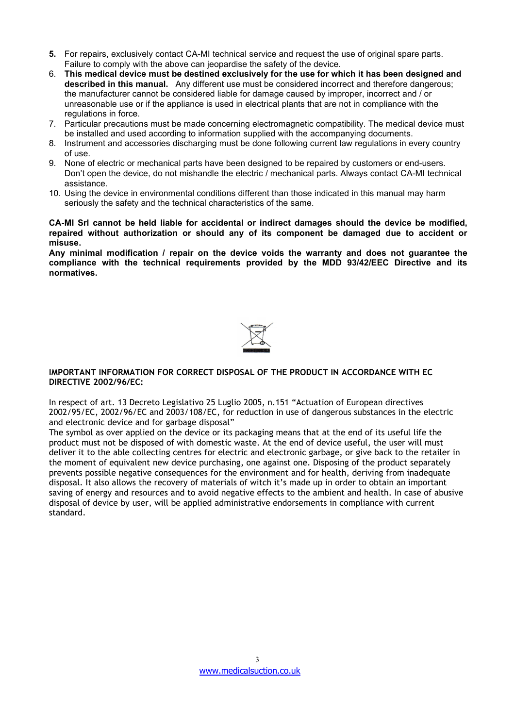5. For repairs, exclusively contact CA-MI technical service and request the use of original spare parts. Failure to comply with the above can jeopardise the safety of the device.
6. **This medical device must be destined exclusively for the use for which it has been designed and described in this manual.** Any different use must be considered incorrect and therefore dangerous; the manufacturer cannot be considered liable for damage caused by improper, incorrect and / or unreasonable use or if the appliance is used in electrical plants that are not in compliance with the regulations in force.
7. Particular precautions must be made concerning electromagnetic compatibility. The medical device must be installed and used according to information supplied with the accompanying documents.
8. Instrument and accessories discharging must be done following current law regulations in every country of use.
9. None of electric or mechanical parts have been designed to be repaired by customers or end-users. Don't open the device, do not mishandle the electric / mechanical parts. Always contact CA-MI technical assistance.
10. Using the device in environmental conditions different than those indicated in this manual may harm seriously the safety and the technical characteristics of the same.

**CA-MI Srl cannot be held liable for accidental or indirect damages should the device be modified, repaired without authorization or should any of its component be damaged due to accident or misuse.**
**Any minimal modification / repair on the device voids the warranty and does not guarantee the compliance with the technical requirements provided by the MDD 93/42/EEC Directive and its normatives.**

**IMPORTANT INFORMATION FOR CORRECT DISPOSAL OF THE PRODUCT IN ACCORDANCE WITH EC DIRECTIVE 2002/96/EC:**

In respect of art. 13 Decreto Legislativo 25 Luglio 2005, n.151 "Actuation of European directives 2002/95/EC, 2002/96/EC and 2003/108/EC, for reduction in use of dangerous substances in the electric and electronic device and for garbage disposal"
The symbol as over applied on the device or its packaging means that at the end of its useful life the product must not be disposed of with domestic waste. At the end of device useful, the user will must deliver it to the able collecting centres for electric and electronic garbage, or give back to the retailer in the moment of equivalent new device purchasing, one against one. Disposing of the product separately prevents possible negative consequences for the environment and for health, deriving from inadequate disposal. It also allows the recovery of materials of witch it's made up in order to obtain an important saving of energy and resources and to avoid negative effects to the ambient and health. In case of abusive disposal of device by user, will be applied administrative endorsements in compliance with current standard.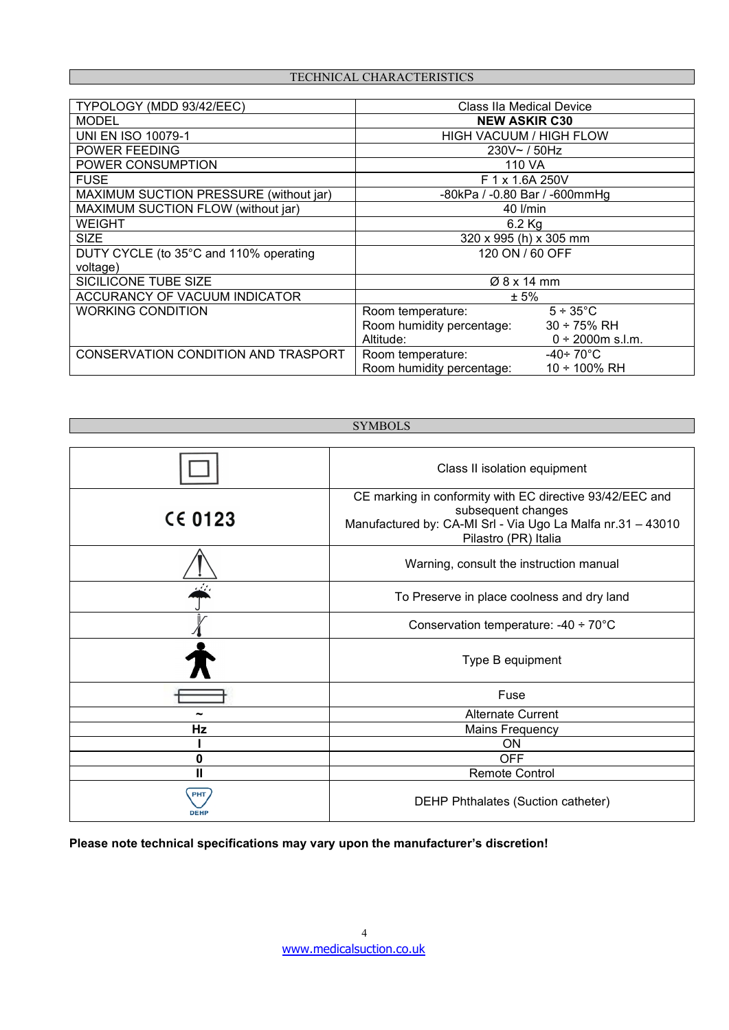## TECHNICAL CHARACTERISTICS

| | |
|---|---|
| TYPOLOGY (MDD 93/42/EEC) | Class IIa Medical Device |
| MODEL | **NEW ASKIR C30** |
| UNI EN ISO 10079-1 | HIGH VACUUM / HIGH FLOW |
| POWER FEEDING | 230V~ / 50Hz |
| POWER CONSUMPTION | 110 VA |
| FUSE | F 1 x 1.6A 250V |
| MAXIMUM SUCTION PRESSURE (without jar) | -80kPa / -0.80 Bar / -600mmHg |
| MAXIMUM SUCTION FLOW (without jar) | 40 l/min |
| WEIGHT | 6.2 Kg |
| SIZE | 320 x 995 (h) x 305 mm |
| DUTY CYCLE (to 35°C and 110% operating voltage) | 120 ON / 60 OFF |
| SICILICONE TUBE SIZE | Ø 8 x 14 mm |
| ACCURANCY OF VACUUM INDICATOR | ± 5% |
| WORKING CONDITION | Room temperature: 5 ÷ 35°C<br>Room humidity percentage: 30 ÷ 75% RH<br>Altitude: 0 ÷ 2000m s.l.m. |
| CONSERVATION CONDITION AND TRASPORT | Room temperature: -40÷ 70°C<br>Room humidity percentage: 10 ÷ 100% RH |

## SYMBOLS

| | |
|---|---|
| ⧈ | Class II isolation equipment |
| CE 0123 | CE marking in conformity with EC directive 93/42/EEC and subsequent changes<br>Manufactured by: CA-MI Srl - Via Ugo La Malfa nr.31 – 43010 Pilastro (PR) Italia |
| ⚠ | Warning, consult the instruction manual |
| ☂ | To Preserve in place coolness and dry land |
| 🌡 | Conservation temperature: -40 ÷ 70°C |
| 🚹 | Type B equipment |
| ▭ | Fuse |
| ~ | Alternate Current |
| **Hz** | Mains Frequency |
| **I** | ON |
| **0** | OFF |
| **II** | Remote Control |
| PHT DEHP | DEHP Phthalates (Suction catheter) |

**Please note technical specifications may vary upon the manufacturer's discretion!**

www.medicalsuction.co.uk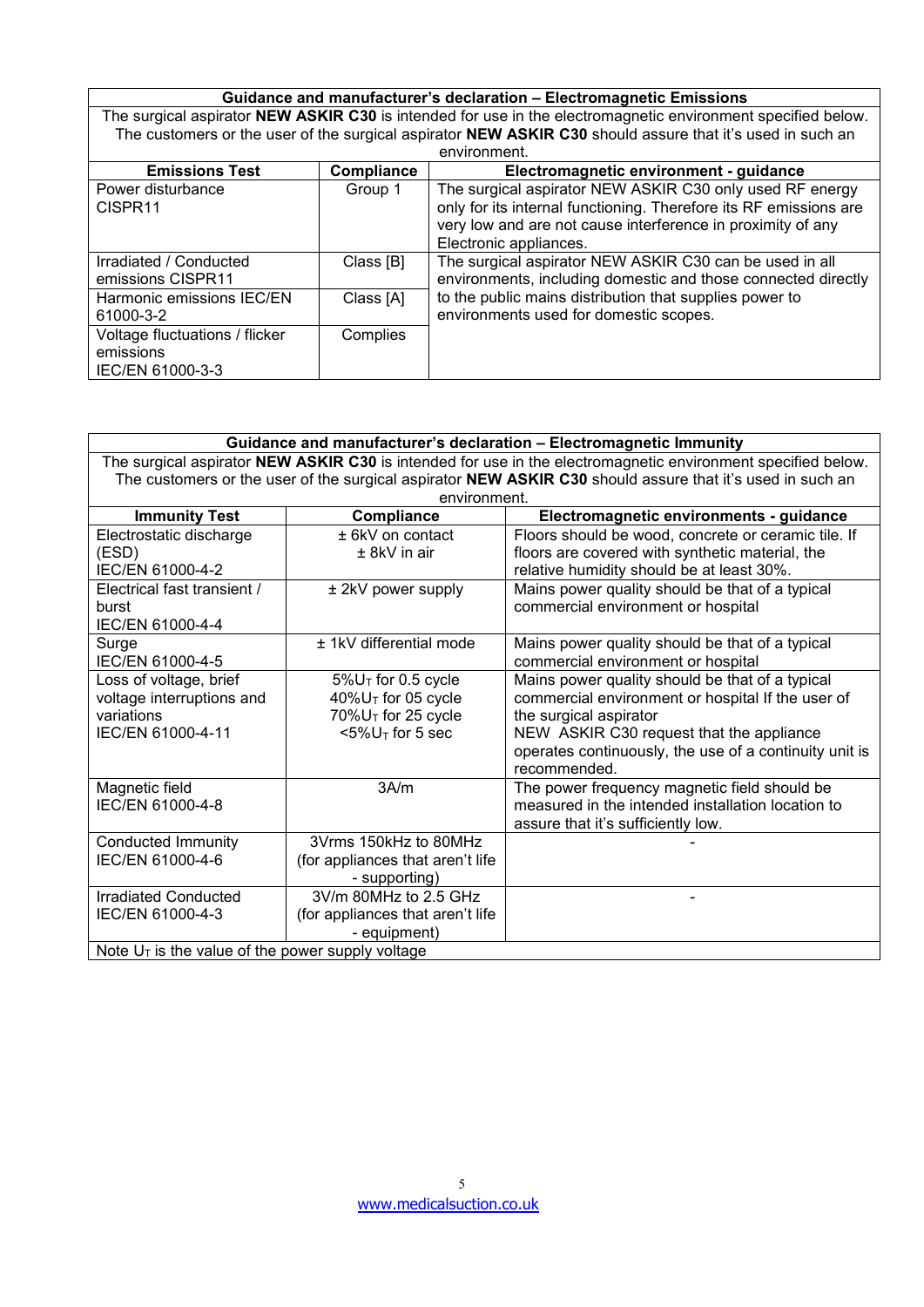| Guidance and manufacturer's declaration – Electromagnetic Emissions | | |
|---|---|---|
| The surgical aspirator **NEW ASKIR C30** is intended for use in the electromagnetic environment specified below. The customers or the user of the surgical aspirator **NEW ASKIR C30** should assure that it's used in such an environment. | | |
| **Emissions Test** | **Compliance** | **Electromagnetic environment - guidance** |
| Power disturbance CISPR11 | Group 1 | The surgical aspirator NEW ASKIR C30 only used RF energy only for its internal functioning. Therefore its RF emissions are very low and are not cause interference in proximity of any Electronic appliances. |
| Irradiated / Conducted emissions CISPR11 | Class [B] | The surgical aspirator NEW ASKIR C30 can be used in all environments, including domestic and those connected directly to the public mains distribution that supplies power to environments used for domestic scopes. |
| Harmonic emissions IEC/EN 61000-3-2 | Class [A] | |
| Voltage fluctuations / flicker emissions IEC/EN 61000-3-3 | Complies | |

| Guidance and manufacturer's declaration – Electromagnetic Immunity | | |
|---|---|---|
| The surgical aspirator **NEW ASKIR C30** is intended for use in the electromagnetic environment specified below. The customers or the user of the surgical aspirator **NEW ASKIR C30** should assure that it's used in such an environment. | | |
| **Immunity Test** | **Compliance** | **Electromagnetic environments - guidance** |
| Electrostatic discharge (ESD) IEC/EN 61000-4-2 | ± 6kV on contact<br>± 8kV in air | Floors should be wood, concrete or ceramic tile. If floors are covered with synthetic material, the relative humidity should be at least 30%. |
| Electrical fast transient / burst IEC/EN 61000-4-4 | ± 2kV power supply | Mains power quality should be that of a typical commercial environment or hospital |
| Surge IEC/EN 61000-4-5 | ± 1kV differential mode | Mains power quality should be that of a typical commercial environment or hospital |
| Loss of voltage, brief voltage interruptions and variations IEC/EN 61000-4-11 | 5%$U_T$ for 0.5 cycle<br>40%$U_T$ for 05 cycle<br>70%$U_T$ for 25 cycle<br><5%$U_T$ for 5 sec | Mains power quality should be that of a typical commercial environment or hospital If the user of the surgical aspirator NEW ASKIR C30 request that the appliance operates continuously, the use of a continuity unit is recommended. |
| Magnetic field IEC/EN 61000-4-8 | 3A/m | The power frequency magnetic field should be measured in the intended installation location to assure that it's sufficiently low. |
| Conducted Immunity IEC/EN 61000-4-6 | 3Vrms 150kHz to 80MHz (for appliances that aren't life - supporting) | - |
| Irradiated Conducted IEC/EN 61000-4-3 | 3V/m 80MHz to 2.5 GHz (for appliances that aren't life - equipment) | - |
| Note $U_T$ is the value of the power supply voltage | | |

www.medicalsuction.co.uk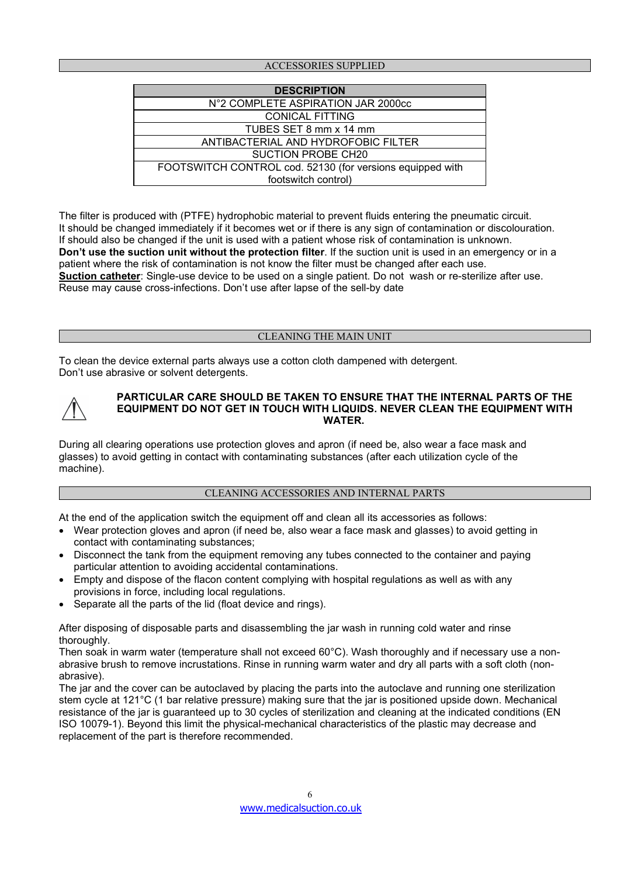## ACCESSORIES SUPPLIED

| DESCRIPTION |
|---|
| N°2 COMPLETE ASPIRATION JAR 2000cc |
| CONICAL FITTING |
| TUBES SET 8 mm x 14 mm |
| ANTIBACTERIAL AND HYDROFOBIC FILTER |
| SUCTION PROBE CH20 |
| FOOTSWITCH CONTROL cod. 52130 (for versions equipped with footswitch control) |

The filter is produced with (PTFE) hydrophobic material to prevent fluids entering the pneumatic circuit.
It should be changed immediately if it becomes wet or if there is any sign of contamination or discolouration.
If should also be changed if the unit is used with a patient whose risk of contamination is unknown.
**Don't use the suction unit without the protection filter**. If the suction unit is used in an emergency or in a patient where the risk of contamination is not know the filter must be changed after each use.
**Suction catheter**: Single-use device to be used on a single patient. Do not wash or re-sterilize after use.
Reuse may cause cross-infections. Don't use after lapse of the sell-by date

## CLEANING THE MAIN UNIT

To clean the device external parts always use a cotton cloth dampened with detergent.
Don't use abrasive or solvent detergents.

**PARTICULAR CARE SHOULD BE TAKEN TO ENSURE THAT THE INTERNAL PARTS OF THE EQUIPMENT DO NOT GET IN TOUCH WITH LIQUIDS. NEVER CLEAN THE EQUIPMENT WITH WATER.**

During all clearing operations use protection gloves and apron (if need be, also wear a face mask and glasses) to avoid getting in contact with contaminating substances (after each utilization cycle of the machine).

## CLEANING ACCESSORIES AND INTERNAL PARTS

At the end of the application switch the equipment off and clean all its accessories as follows:

- Wear protection gloves and apron (if need be, also wear a face mask and glasses) to avoid getting in contact with contaminating substances;
- Disconnect the tank from the equipment removing any tubes connected to the container and paying particular attention to avoiding accidental contaminations.
- Empty and dispose of the flacon content complying with hospital regulations as well as with any provisions in force, including local regulations.
- Separate all the parts of the lid (float device and rings).

After disposing of disposable parts and disassembling the jar wash in running cold water and rinse thoroughly.
Then soak in warm water (temperature shall not exceed 60°C). Wash thoroughly and if necessary use a non-abrasive brush to remove incrustations. Rinse in running warm water and dry all parts with a soft cloth (non-abrasive).
The jar and the cover can be autoclaved by placing the parts into the autoclave and running one sterilization stem cycle at 121°C (1 bar relative pressure) making sure that the jar is positioned upside down. Mechanical resistance of the jar is guaranteed up to 30 cycles of sterilization and cleaning at the indicated conditions (EN ISO 10079-1). Beyond this limit the physical-mechanical characteristics of the plastic may decrease and replacement of the part is therefore recommended.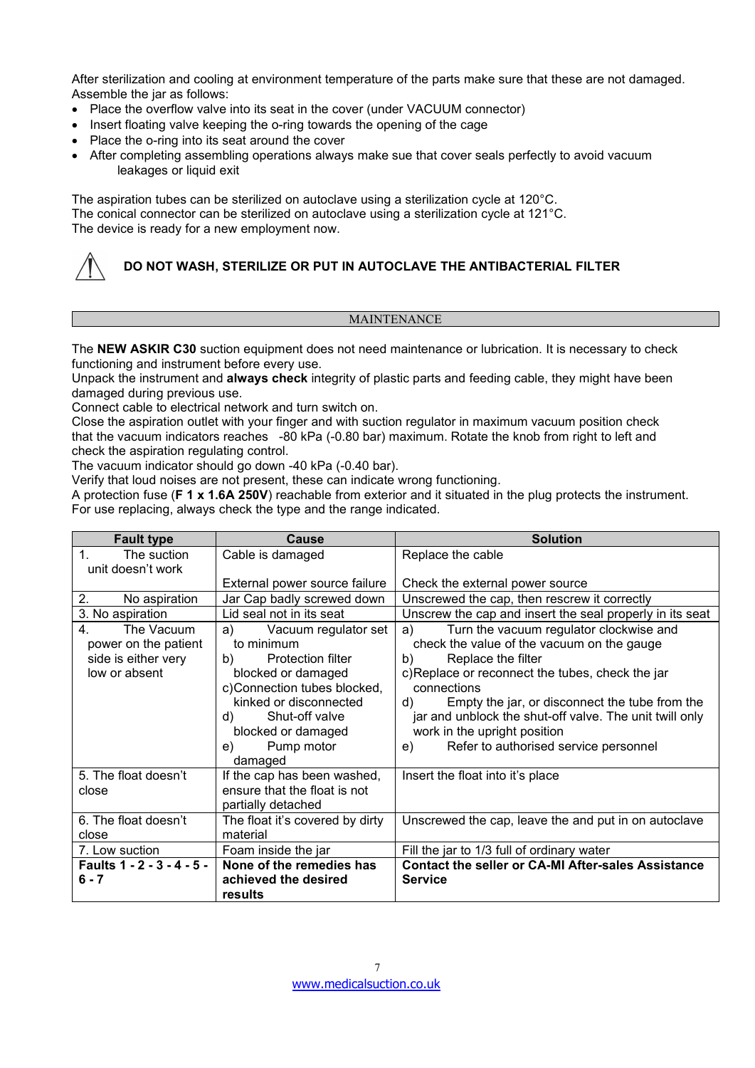After sterilization and cooling at environment temperature of the parts make sure that these are not damaged. Assemble the jar as follows:

- Place the overflow valve into its seat in the cover (under VACUUM connector)
- Insert floating valve keeping the o-ring towards the opening of the cage
- Place the o-ring into its seat around the cover
- After completing assembling operations always make sue that cover seals perfectly to avoid vacuum leakages or liquid exit

The aspiration tubes can be sterilized on autoclave using a sterilization cycle at 120°C.
The conical connector can be sterilized on autoclave using a sterilization cycle at 121°C.
The device is ready for a new employment now.

⚠ **DO NOT WASH, STERILIZE OR PUT IN AUTOCLAVE THE ANTIBACTERIAL FILTER**

## MAINTENANCE

The **NEW ASKIR C30** suction equipment does not need maintenance or lubrication. It is necessary to check functioning and instrument before every use.
Unpack the instrument and **always check** integrity of plastic parts and feeding cable, they might have been damaged during previous use.
Connect cable to electrical network and turn switch on.
Close the aspiration outlet with your finger and with suction regulator in maximum vacuum position check that the vacuum indicators reaches -80 kPa (-0.80 bar) maximum. Rotate the knob from right to left and check the aspiration regulating control.
The vacuum indicator should go down -40 kPa (-0.40 bar).
Verify that loud noises are not present, these can indicate wrong functioning.
A protection fuse (**F 1 x 1.6A 250V**) reachable from exterior and it situated in the plug protects the instrument. For use replacing, always check the type and the range indicated.

| Fault type | Cause | Solution |
|---|---|---|
| 1. The suction unit doesn't work | Cable is damaged | Replace the cable |
| | External power source failure | Check the external power source |
| 2. No aspiration | Jar Cap badly screwed down | Unscrewed the cap, then rescrew it correctly |
| 3. No aspiration | Lid seal not in its seat | Unscrew the cap and insert the seal properly in its seat |
| 4. The Vacuum power on the patient side is either very low or absent | a) Vacuum regulator set to minimum<br>b) Protection filter blocked or damaged<br>c) Connection tubes blocked, kinked or disconnected<br>d) Shut-off valve blocked or damaged<br>e) Pump motor damaged | a) Turn the vacuum regulator clockwise and check the value of the vacuum on the gauge<br>b) Replace the filter<br>c) Replace or reconnect the tubes, check the jar connections<br>d) Empty the jar, or disconnect the tube from the jar and unblock the shut-off valve. The unit twill only work in the upright position<br>e) Refer to authorised service personnel |
| 5. The float doesn't close | If the cap has been washed, ensure that the float is not partially detached | Insert the float into it's place |
| 6. The float doesn't close | The float it's covered by dirty material | Unscrewed the cap, leave the and put in on autoclave |
| 7. Low suction | Foam inside the jar | Fill the jar to 1/3 full of ordinary water |
| **Faults 1 - 2 - 3 - 4 - 5 - 6 - 7** | **None of the remedies has achieved the desired results** | **Contact the seller or CA-MI After-sales Assistance Service** |

www.medicalsuction.co.uk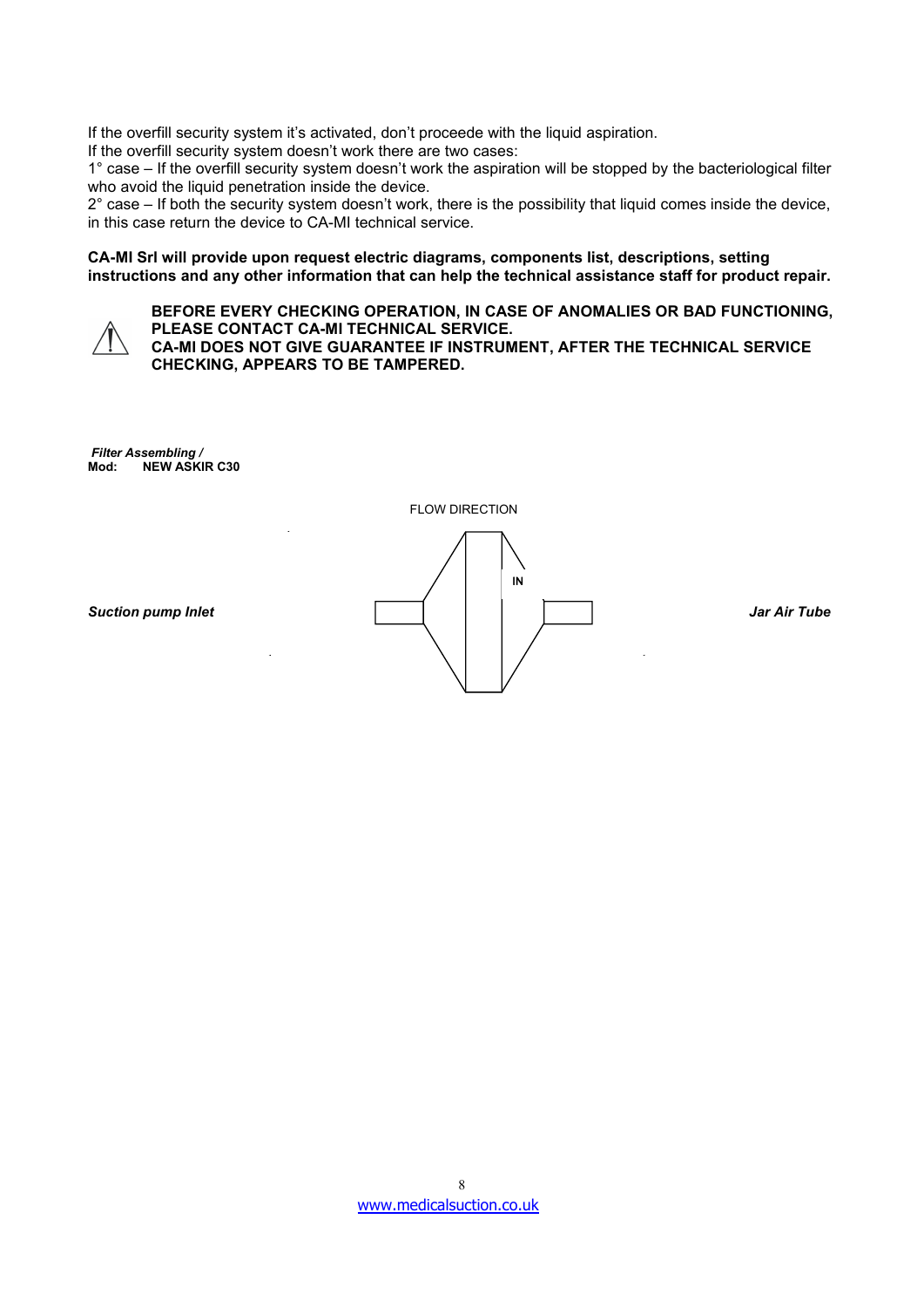If the overfill security system it's activated, don't proceede with the liquid aspiration.
If the overfill security system doesn't work there are two cases:
1° case – If the overfill security system doesn't work the aspiration will be stopped by the bacteriological filter who avoid the liquid penetration inside the device.
2° case – If both the security system doesn't work, there is the possibility that liquid comes inside the device, in this case return the device to CA-MI technical service.

**CA-MI Srl will provide upon request electric diagrams, components list, descriptions, setting instructions and any other information that can help the technical assistance staff for product repair.**

**BEFORE EVERY CHECKING OPERATION, IN CASE OF ANOMALIES OR BAD FUNCTIONING, PLEASE CONTACT CA-MI TECHNICAL SERVICE.**
**CA-MI DOES NOT GIVE GUARANTEE IF INSTRUMENT, AFTER THE TECHNICAL SERVICE CHECKING, APPEARS TO BE TAMPERED.**

***Filter Assembling /***
**Mod: NEW ASKIR C30**

FLOW DIRECTION

IN

***Suction pump Inlet*** ***Jar Air Tube***

www.medicalsuction.co.uk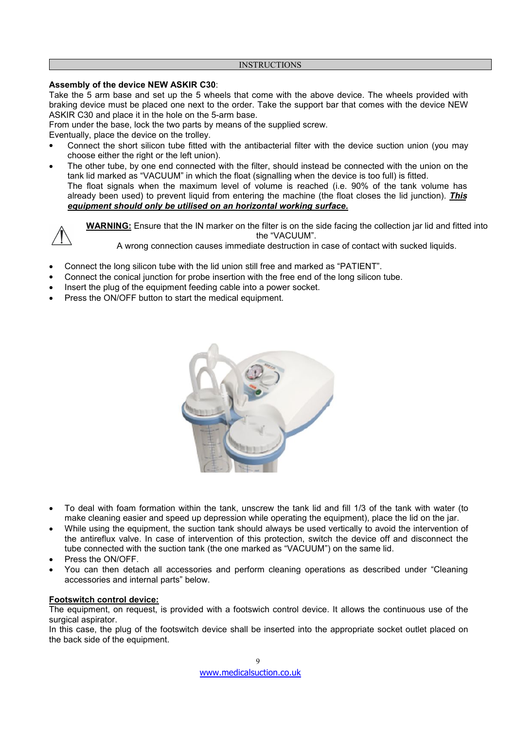## INSTRUCTIONS

**Assembly of the device NEW ASKIR C30**:

Take the 5 arm base and set up the 5 wheels that come with the above device. The wheels provided with braking device must be placed one next to the order. Take the support bar that comes with the device NEW ASKIR C30 and place it in the hole on the 5-arm base.

From under the base, lock the two parts by means of the supplied screw.

Eventually, place the device on the trolley.

- Connect the short silicon tube fitted with the antibacterial filter with the device suction union (you may choose either the right or the left union).
- The other tube, by one end connected with the filter, should instead be connected with the union on the tank lid marked as "VACUUM" in which the float (signalling when the device is too full) is fitted.
  The float signals when the maximum level of volume is reached (i.e. 90% of the tank volume has already been used) to prevent liquid from entering the machine (the float closes the lid junction). ***This equipment should only be utilised on an horizontal working surface.***

⚠ **WARNING:** Ensure that the IN marker on the filter is on the side facing the collection jar lid and fitted into the "VACUUM".
A wrong connection causes immediate destruction in case of contact with sucked liquids.

- Connect the long silicon tube with the lid union still free and marked as "PATIENT".
- Connect the conical junction for probe insertion with the free end of the long silicon tube.
- Insert the plug of the equipment feeding cable into a power socket.
- Press the ON/OFF button to start the medical equipment.

- To deal with foam formation within the tank, unscrew the tank lid and fill 1/3 of the tank with water (to make cleaning easier and speed up depression while operating the equipment), place the lid on the jar.
- While using the equipment, the suction tank should always be used vertically to avoid the intervention of the antireflux valve. In case of intervention of this protection, switch the device off and disconnect the tube connected with the suction tank (the one marked as "VACUUM") on the same lid.
- Press the ON/OFF.
- You can then detach all accessories and perform cleaning operations as described under "Cleaning accessories and internal parts" below.

**Footswitch control device:**

The equipment, on request, is provided with a footswich control device. It allows the continuous use of the surgical aspirator.

In this case, the plug of the footswitch device shall be inserted into the appropriate socket outlet placed on the back side of the equipment.

www.medicalsuction.co.uk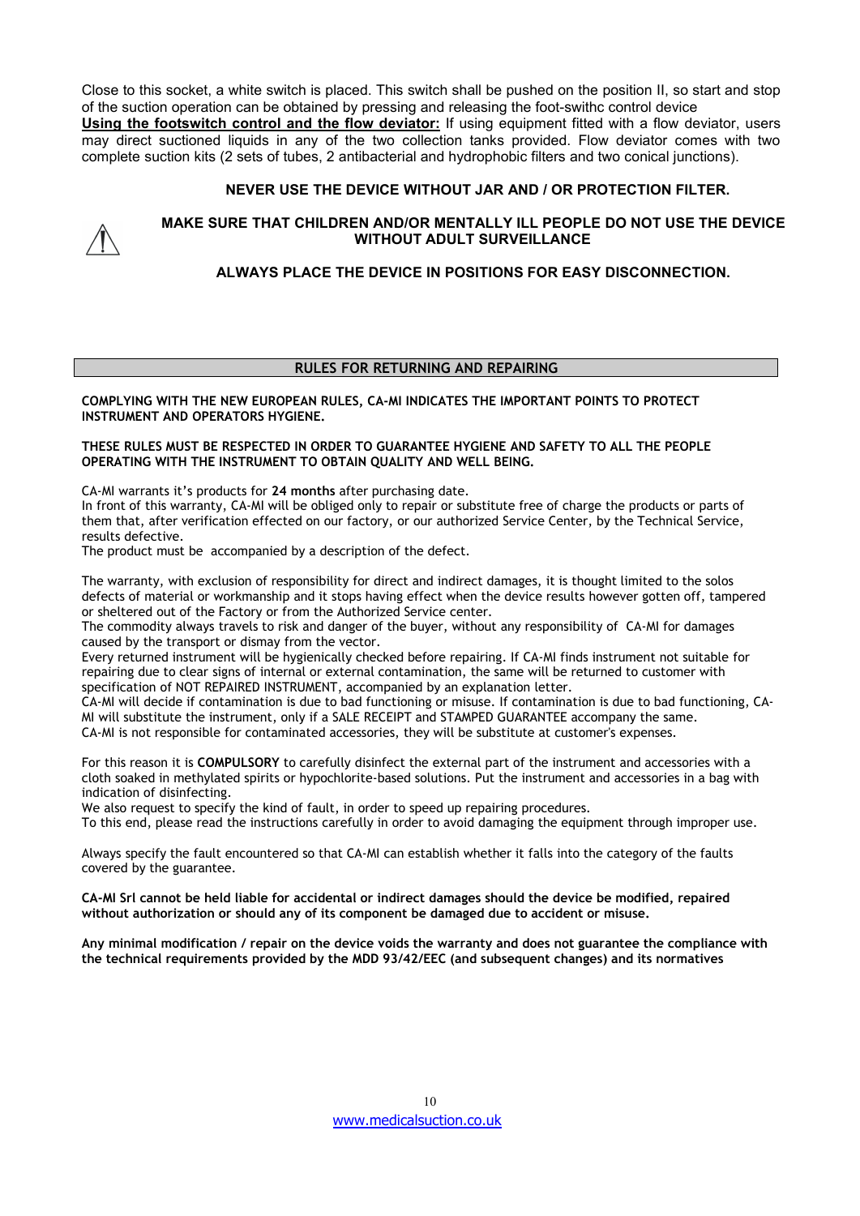Close to this socket, a white switch is placed. This switch shall be pushed on the position II, so start and stop of the suction operation can be obtained by pressing and releasing the foot-swithc control device

**Using the footswitch control and the flow deviator:** If using equipment fitted with a flow deviator, users may direct suctioned liquids in any of the two collection tanks provided. Flow deviator comes with two complete suction kits (2 sets of tubes, 2 antibacterial and hydrophobic filters and two conical junctions).

**NEVER USE THE DEVICE WITHOUT JAR AND / OR PROTECTION FILTER.**

**MAKE SURE THAT CHILDREN AND/OR MENTALLY ILL PEOPLE DO NOT USE THE DEVICE WITHOUT ADULT SURVEILLANCE**

**ALWAYS PLACE THE DEVICE IN POSITIONS FOR EASY DISCONNECTION.**

## RULES FOR RETURNING AND REPAIRING

**COMPLYING WITH THE NEW EUROPEAN RULES, CA-MI INDICATES THE IMPORTANT POINTS TO PROTECT INSTRUMENT AND OPERATORS HYGIENE.**

**THESE RULES MUST BE RESPECTED IN ORDER TO GUARANTEE HYGIENE AND SAFETY TO ALL THE PEOPLE OPERATING WITH THE INSTRUMENT TO OBTAIN QUALITY AND WELL BEING.**

CA-MI warrants it's products for **24 months** after purchasing date.
In front of this warranty, CA-MI will be obliged only to repair or substitute free of charge the products or parts of them that, after verification effected on our factory, or our authorized Service Center, by the Technical Service, results defective.
The product must be accompanied by a description of the defect.

The warranty, with exclusion of responsibility for direct and indirect damages, it is thought limited to the solos defects of material or workmanship and it stops having effect when the device results however gotten off, tampered or sheltered out of the Factory or from the Authorized Service center.
The commodity always travels to risk and danger of the buyer, without any responsibility of CA-MI for damages caused by the transport or dismay from the vector.
Every returned instrument will be hygienically checked before repairing. If CA-MI finds instrument not suitable for repairing due to clear signs of internal or external contamination, the same will be returned to customer with specification of NOT REPAIRED INSTRUMENT, accompanied by an explanation letter.
CA-MI will decide if contamination is due to bad functioning or misuse. If contamination is due to bad functioning, CA-MI will substitute the instrument, only if a SALE RECEIPT and STAMPED GUARANTEE accompany the same.
CA-MI is not responsible for contaminated accessories, they will be substitute at customer's expenses.

For this reason it is **COMPULSORY** to carefully disinfect the external part of the instrument and accessories with a cloth soaked in methylated spirits or hypochlorite-based solutions. Put the instrument and accessories in a bag with indication of disinfecting.
We also request to specify the kind of fault, in order to speed up repairing procedures.
To this end, please read the instructions carefully in order to avoid damaging the equipment through improper use.

Always specify the fault encountered so that CA-MI can establish whether it falls into the category of the faults covered by the guarantee.

**CA-MI Srl cannot be held liable for accidental or indirect damages should the device be modified, repaired without authorization or should any of its component be damaged due to accident or misuse.**

**Any minimal modification / repair on the device voids the warranty and does not guarantee the compliance with the technical requirements provided by the MDD 93/42/EEC (and subsequent changes) and its normatives**

www.medicalsuction.co.uk